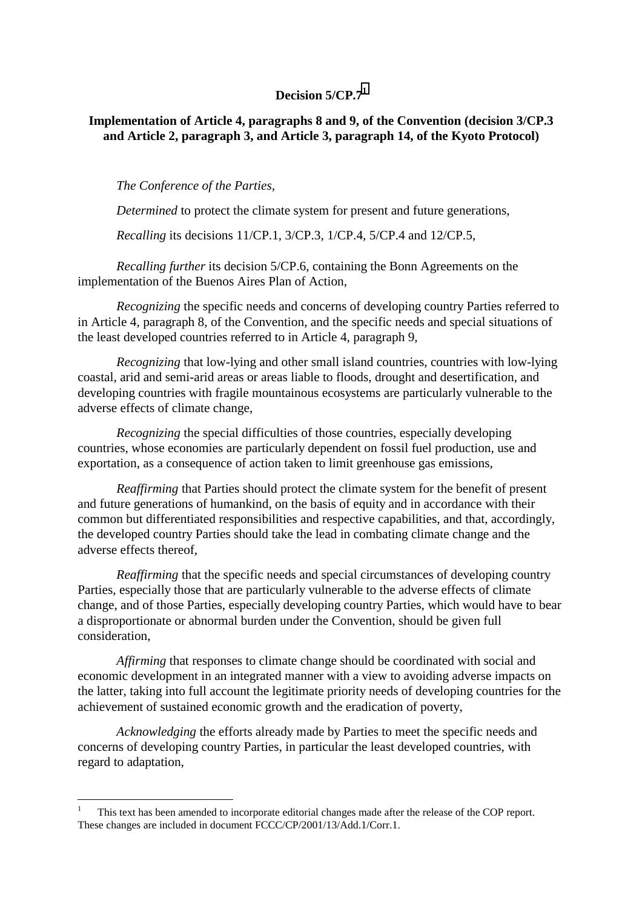# Decision 5/CP.7[1]

## Implementation of Article 4, paragraphs 8 and 9, of the Convention (decision 3/CP.3 and Article 2, paragraph 3, and Article 3, paragraph 14, of the Kyoto Protocol)

*The Conference of the Parties,*

*Determined* to protect the climate system for present and future generations,

*Recalling* its decisions 11/CP.1, 3/CP.3, 1/CP.4, 5/CP.4 and 12/CP.5,

*Recalling further* its decision 5/CP.6, containing the Bonn Agreements on the implementation of the Buenos Aires Plan of Action,

*Recognizing* the specific needs and concerns of developing country Parties referred to in Article 4, paragraph 8, of the Convention, and the specific needs and special situations of the least developed countries referred to in Article 4, paragraph 9,

*Recognizing* that low-lying and other small island countries, countries with low-lying coastal, arid and semi-arid areas or areas liable to floods, drought and desertification, and developing countries with fragile mountainous ecosystems are particularly vulnerable to the adverse effects of climate change,

*Recognizing* the special difficulties of those countries, especially developing countries, whose economies are particularly dependent on fossil fuel production, use and exportation, as a consequence of action taken to limit greenhouse gas emissions,

*Reaffirming* that Parties should protect the climate system for the benefit of present and future generations of humankind, on the basis of equity and in accordance with their common but differentiated responsibilities and respective capabilities, and that, accordingly, the developed country Parties should take the lead in combating climate change and the adverse effects thereof,

*Reaffirming* that the specific needs and special circumstances of developing country Parties, especially those that are particularly vulnerable to the adverse effects of climate change, and of those Parties, especially developing country Parties, which would have to bear a disproportionate or abnormal burden under the Convention, should be given full consideration,

*Affirming* that responses to climate change should be coordinated with social and economic development in an integrated manner with a view to avoiding adverse impacts on the latter, taking into full account the legitimate priority needs of developing countries for the achievement of sustained economic growth and the eradication of poverty,

*Acknowledging* the efforts already made by Parties to meet the specific needs and concerns of developing country Parties, in particular the least developed countries, with regard to adaptation,

---

[1] This text has been amended to incorporate editorial changes made after the release of the COP report. These changes are included in document FCCC/CP/2001/13/Add.1/Corr.1.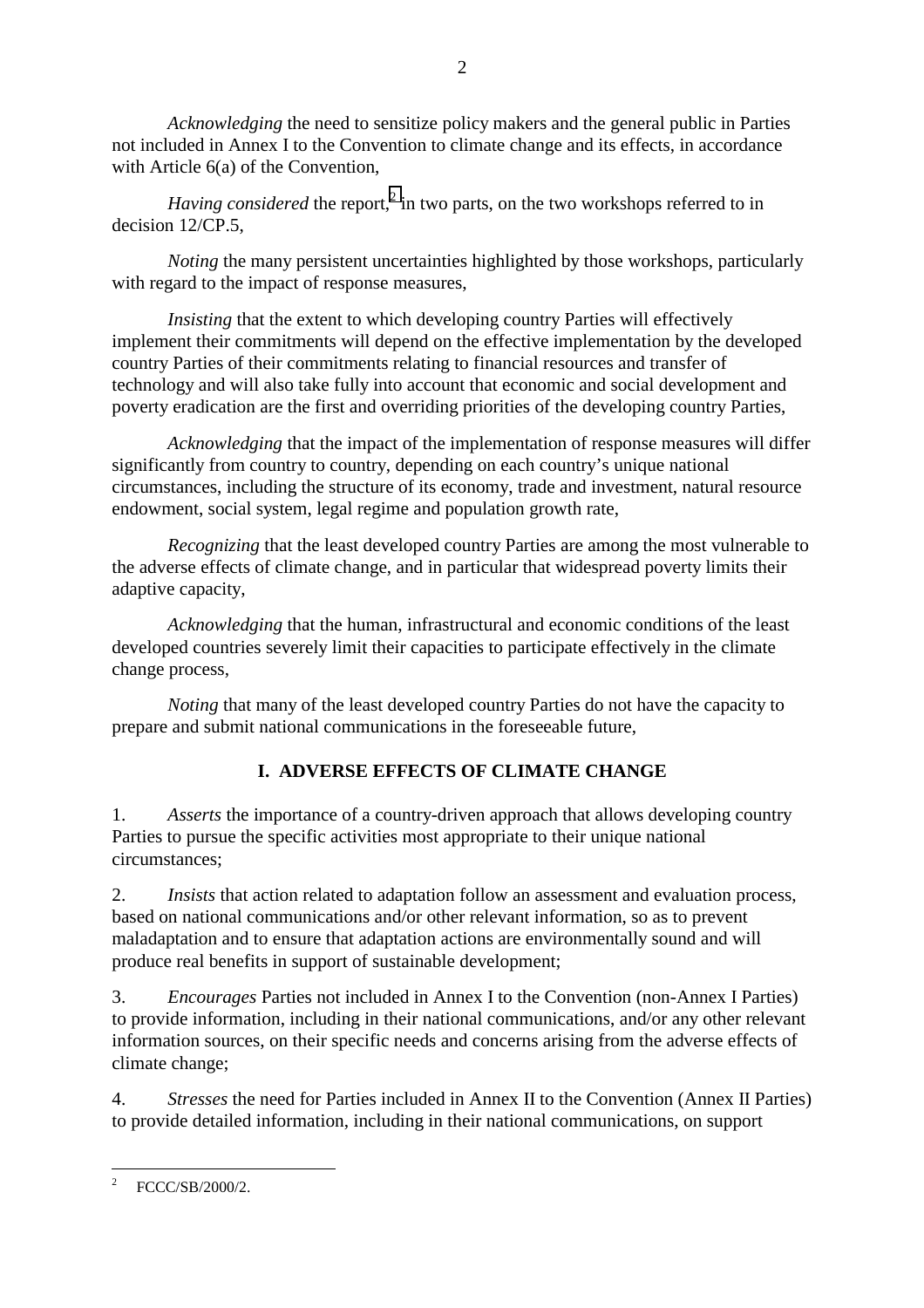*Acknowledging* the need to sensitize policy makers and the general public in Parties not included in Annex I to the Convention to climate change and its effects, in accordance with Article 6(a) of the Convention,

*Having considered* the report,[2] in two parts, on the two workshops referred to in decision 12/CP.5,

*Noting* the many persistent uncertainties highlighted by those workshops, particularly with regard to the impact of response measures,

*Insisting* that the extent to which developing country Parties will effectively implement their commitments will depend on the effective implementation by the developed country Parties of their commitments relating to financial resources and transfer of technology and will also take fully into account that economic and social development and poverty eradication are the first and overriding priorities of the developing country Parties,

*Acknowledging* that the impact of the implementation of response measures will differ significantly from country to country, depending on each country's unique national circumstances, including the structure of its economy, trade and investment, natural resource endowment, social system, legal regime and population growth rate,

*Recognizing* that the least developed country Parties are among the most vulnerable to the adverse effects of climate change, and in particular that widespread poverty limits their adaptive capacity,

*Acknowledging* that the human, infrastructural and economic conditions of the least developed countries severely limit their capacities to participate effectively in the climate change process,

*Noting* that many of the least developed country Parties do not have the capacity to prepare and submit national communications in the foreseeable future,

## I. ADVERSE EFFECTS OF CLIMATE CHANGE

1. *Asserts* the importance of a country-driven approach that allows developing country Parties to pursue the specific activities most appropriate to their unique national circumstances;

2. *Insists* that action related to adaptation follow an assessment and evaluation process, based on national communications and/or other relevant information, so as to prevent maladaptation and to ensure that adaptation actions are environmentally sound and will produce real benefits in support of sustainable development;

3. *Encourages* Parties not included in Annex I to the Convention (non-Annex I Parties) to provide information, including in their national communications, and/or any other relevant information sources, on their specific needs and concerns arising from the adverse effects of climate change;

4. *Stresses* the need for Parties included in Annex II to the Convention (Annex II Parties) to provide detailed information, including in their national communications, on support

---

[2] FCCC/SB/2000/2.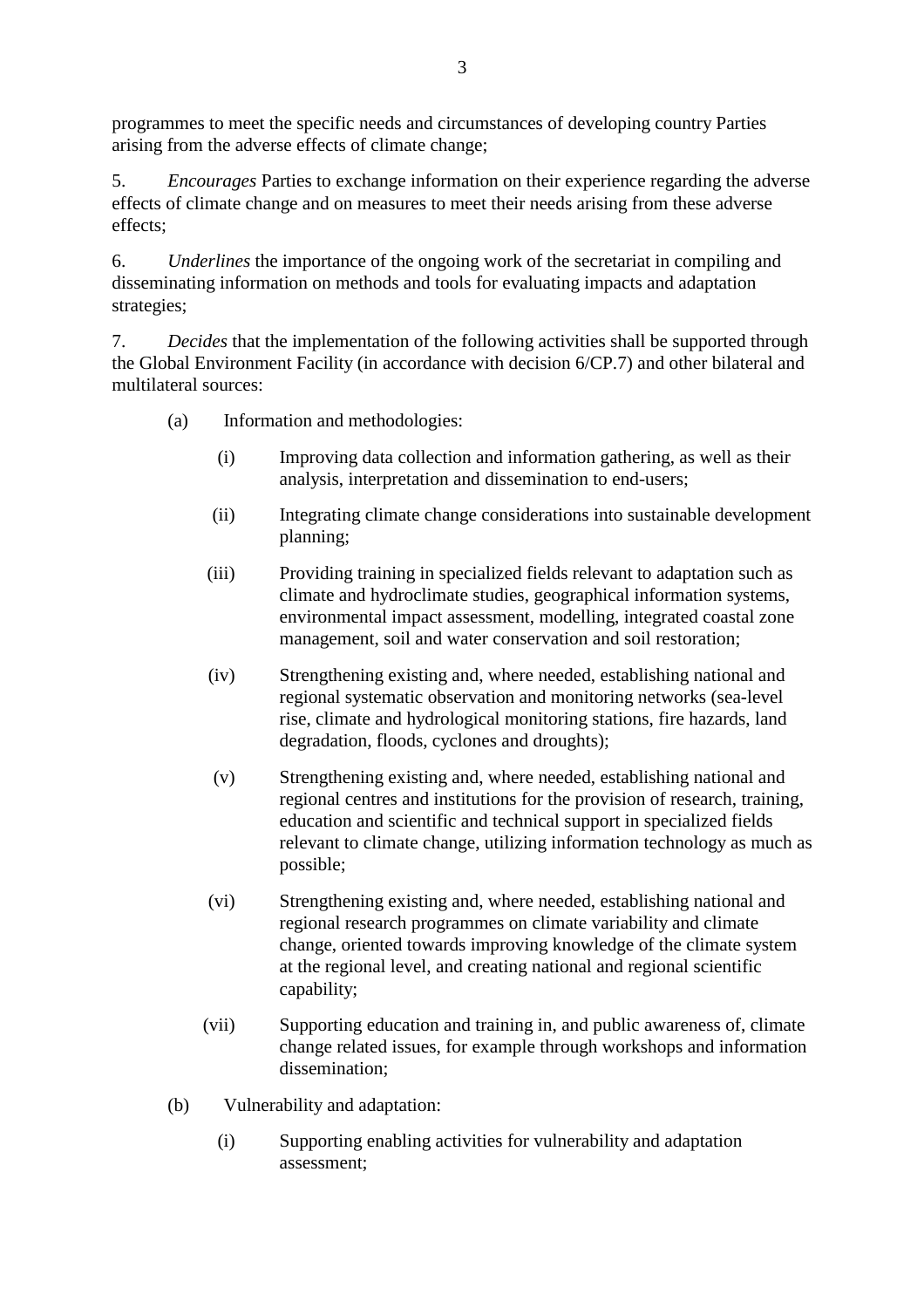programmes to meet the specific needs and circumstances of developing country Parties arising from the adverse effects of climate change;

5. *Encourages* Parties to exchange information on their experience regarding the adverse effects of climate change and on measures to meet their needs arising from these adverse effects;

6. *Underlines* the importance of the ongoing work of the secretariat in compiling and disseminating information on methods and tools for evaluating impacts and adaptation strategies;

7. *Decides* that the implementation of the following activities shall be supported through the Global Environment Facility (in accordance with decision 6/CP.7) and other bilateral and multilateral sources:

(a) Information and methodologies:

(i) Improving data collection and information gathering, as well as their analysis, interpretation and dissemination to end-users;

(ii) Integrating climate change considerations into sustainable development planning;

(iii) Providing training in specialized fields relevant to adaptation such as climate and hydroclimate studies, geographical information systems, environmental impact assessment, modelling, integrated coastal zone management, soil and water conservation and soil restoration;

(iv) Strengthening existing and, where needed, establishing national and regional systematic observation and monitoring networks (sea-level rise, climate and hydrological monitoring stations, fire hazards, land degradation, floods, cyclones and droughts);

(v) Strengthening existing and, where needed, establishing national and regional centres and institutions for the provision of research, training, education and scientific and technical support in specialized fields relevant to climate change, utilizing information technology as much as possible;

(vi) Strengthening existing and, where needed, establishing national and regional research programmes on climate variability and climate change, oriented towards improving knowledge of the climate system at the regional level, and creating national and regional scientific capability;

(vii) Supporting education and training in, and public awareness of, climate change related issues, for example through workshops and information dissemination;

(b) Vulnerability and adaptation:

(i) Supporting enabling activities for vulnerability and adaptation assessment;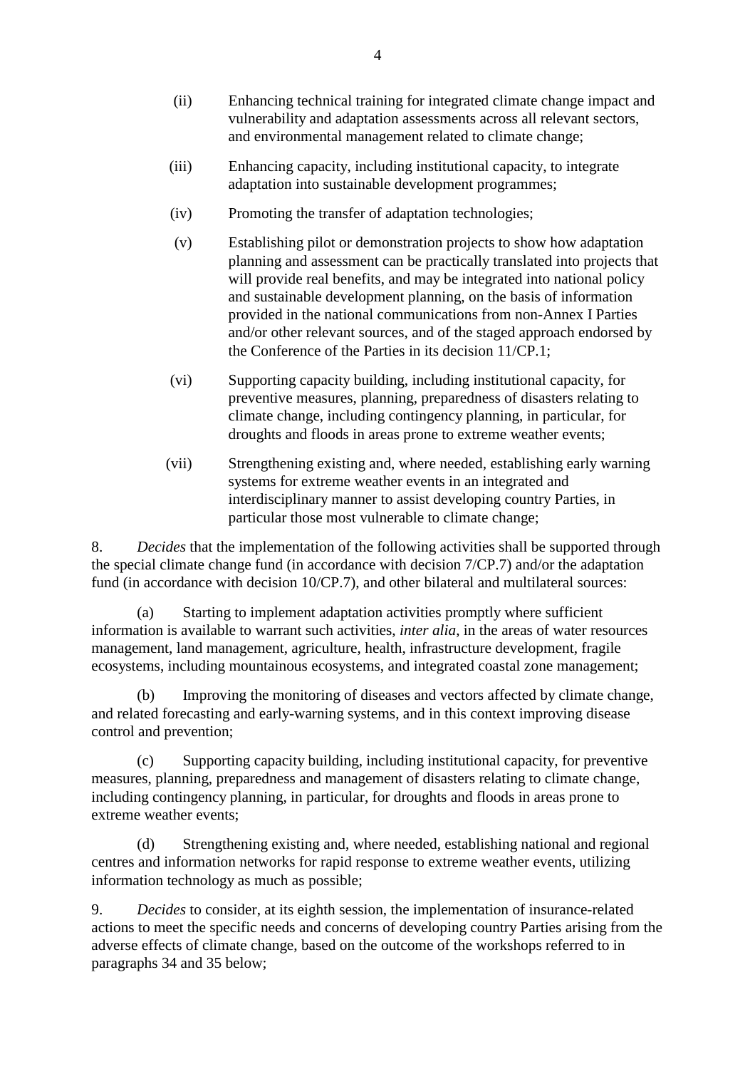(ii) Enhancing technical training for integrated climate change impact and vulnerability and adaptation assessments across all relevant sectors, and environmental management related to climate change;

(iii) Enhancing capacity, including institutional capacity, to integrate adaptation into sustainable development programmes;

(iv) Promoting the transfer of adaptation technologies;

(v) Establishing pilot or demonstration projects to show how adaptation planning and assessment can be practically translated into projects that will provide real benefits, and may be integrated into national policy and sustainable development planning, on the basis of information provided in the national communications from non-Annex I Parties and/or other relevant sources, and of the staged approach endorsed by the Conference of the Parties in its decision 11/CP.1;

(vi) Supporting capacity building, including institutional capacity, for preventive measures, planning, preparedness of disasters relating to climate change, including contingency planning, in particular, for droughts and floods in areas prone to extreme weather events;

(vii) Strengthening existing and, where needed, establishing early warning systems for extreme weather events in an integrated and interdisciplinary manner to assist developing country Parties, in particular those most vulnerable to climate change;

8. *Decides* that the implementation of the following activities shall be supported through the special climate change fund (in accordance with decision 7/CP.7) and/or the adaptation fund (in accordance with decision 10/CP.7), and other bilateral and multilateral sources:

(a) Starting to implement adaptation activities promptly where sufficient information is available to warrant such activities, *inter alia*, in the areas of water resources management, land management, agriculture, health, infrastructure development, fragile ecosystems, including mountainous ecosystems, and integrated coastal zone management;

(b) Improving the monitoring of diseases and vectors affected by climate change, and related forecasting and early-warning systems, and in this context improving disease control and prevention;

(c) Supporting capacity building, including institutional capacity, for preventive measures, planning, preparedness and management of disasters relating to climate change, including contingency planning, in particular, for droughts and floods in areas prone to extreme weather events;

(d) Strengthening existing and, where needed, establishing national and regional centres and information networks for rapid response to extreme weather events, utilizing information technology as much as possible;

9. *Decides* to consider, at its eighth session, the implementation of insurance-related actions to meet the specific needs and concerns of developing country Parties arising from the adverse effects of climate change, based on the outcome of the workshops referred to in paragraphs 34 and 35 below;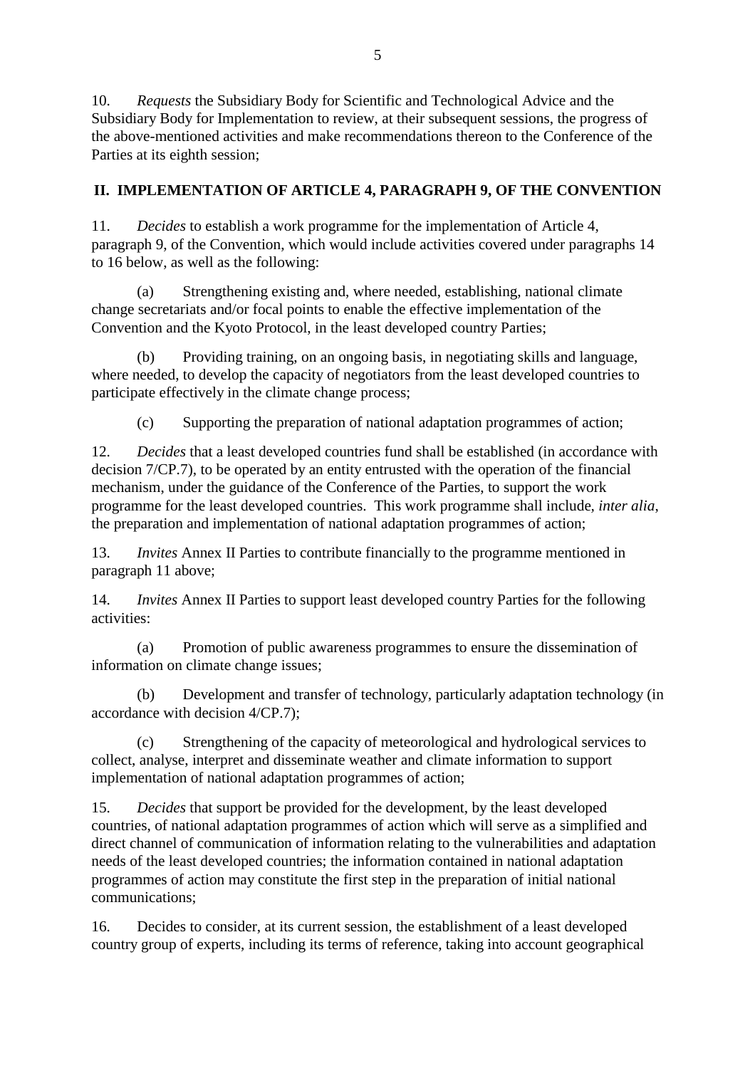10. *Requests* the Subsidiary Body for Scientific and Technological Advice and the Subsidiary Body for Implementation to review, at their subsequent sessions, the progress of the above-mentioned activities and make recommendations thereon to the Conference of the Parties at its eighth session;

## II. IMPLEMENTATION OF ARTICLE 4, PARAGRAPH 9, OF THE CONVENTION

11. *Decides* to establish a work programme for the implementation of Article 4, paragraph 9, of the Convention, which would include activities covered under paragraphs 14 to 16 below, as well as the following:

(a) Strengthening existing and, where needed, establishing, national climate change secretariats and/or focal points to enable the effective implementation of the Convention and the Kyoto Protocol, in the least developed country Parties;

(b) Providing training, on an ongoing basis, in negotiating skills and language, where needed, to develop the capacity of negotiators from the least developed countries to participate effectively in the climate change process;

(c) Supporting the preparation of national adaptation programmes of action;

12. *Decides* that a least developed countries fund shall be established (in accordance with decision 7/CP.7), to be operated by an entity entrusted with the operation of the financial mechanism, under the guidance of the Conference of the Parties, to support the work programme for the least developed countries. This work programme shall include, *inter alia*, the preparation and implementation of national adaptation programmes of action;

13. *Invites* Annex II Parties to contribute financially to the programme mentioned in paragraph 11 above;

14. *Invites* Annex II Parties to support least developed country Parties for the following activities:

(a) Promotion of public awareness programmes to ensure the dissemination of information on climate change issues;

(b) Development and transfer of technology, particularly adaptation technology (in accordance with decision 4/CP.7);

(c) Strengthening of the capacity of meteorological and hydrological services to collect, analyse, interpret and disseminate weather and climate information to support implementation of national adaptation programmes of action;

15. *Decides* that support be provided for the development, by the least developed countries, of national adaptation programmes of action which will serve as a simplified and direct channel of communication of information relating to the vulnerabilities and adaptation needs of the least developed countries; the information contained in national adaptation programmes of action may constitute the first step in the preparation of initial national communications;

16. Decides to consider, at its current session, the establishment of a least developed country group of experts, including its terms of reference, taking into account geographical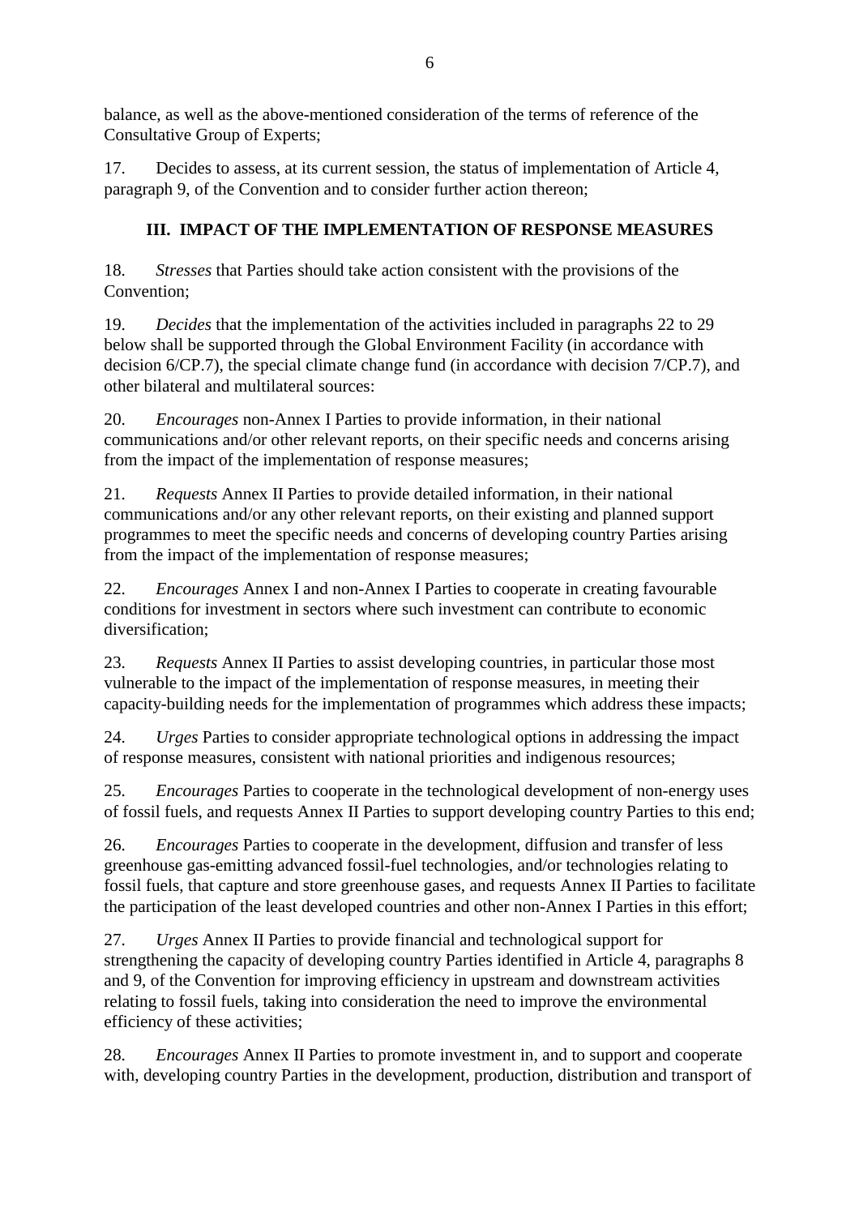balance, as well as the above-mentioned consideration of the terms of reference of the Consultative Group of Experts;

17. Decides to assess, at its current session, the status of implementation of Article 4, paragraph 9, of the Convention and to consider further action thereon;

## III. IMPACT OF THE IMPLEMENTATION OF RESPONSE MEASURES

18. *Stresses* that Parties should take action consistent with the provisions of the Convention;

19. *Decides* that the implementation of the activities included in paragraphs 22 to 29 below shall be supported through the Global Environment Facility (in accordance with decision 6/CP.7), the special climate change fund (in accordance with decision 7/CP.7), and other bilateral and multilateral sources:

20. *Encourages* non-Annex I Parties to provide information, in their national communications and/or other relevant reports, on their specific needs and concerns arising from the impact of the implementation of response measures;

21. *Requests* Annex II Parties to provide detailed information, in their national communications and/or any other relevant reports, on their existing and planned support programmes to meet the specific needs and concerns of developing country Parties arising from the impact of the implementation of response measures;

22. *Encourages* Annex I and non-Annex I Parties to cooperate in creating favourable conditions for investment in sectors where such investment can contribute to economic diversification;

23. *Requests* Annex II Parties to assist developing countries, in particular those most vulnerable to the impact of the implementation of response measures, in meeting their capacity-building needs for the implementation of programmes which address these impacts;

24. *Urges* Parties to consider appropriate technological options in addressing the impact of response measures, consistent with national priorities and indigenous resources;

25. *Encourages* Parties to cooperate in the technological development of non-energy uses of fossil fuels, and requests Annex II Parties to support developing country Parties to this end;

26. *Encourages* Parties to cooperate in the development, diffusion and transfer of less greenhouse gas-emitting advanced fossil-fuel technologies, and/or technologies relating to fossil fuels, that capture and store greenhouse gases, and requests Annex II Parties to facilitate the participation of the least developed countries and other non-Annex I Parties in this effort;

27. *Urges* Annex II Parties to provide financial and technological support for strengthening the capacity of developing country Parties identified in Article 4, paragraphs 8 and 9, of the Convention for improving efficiency in upstream and downstream activities relating to fossil fuels, taking into consideration the need to improve the environmental efficiency of these activities;

28. *Encourages* Annex II Parties to promote investment in, and to support and cooperate with, developing country Parties in the development, production, distribution and transport of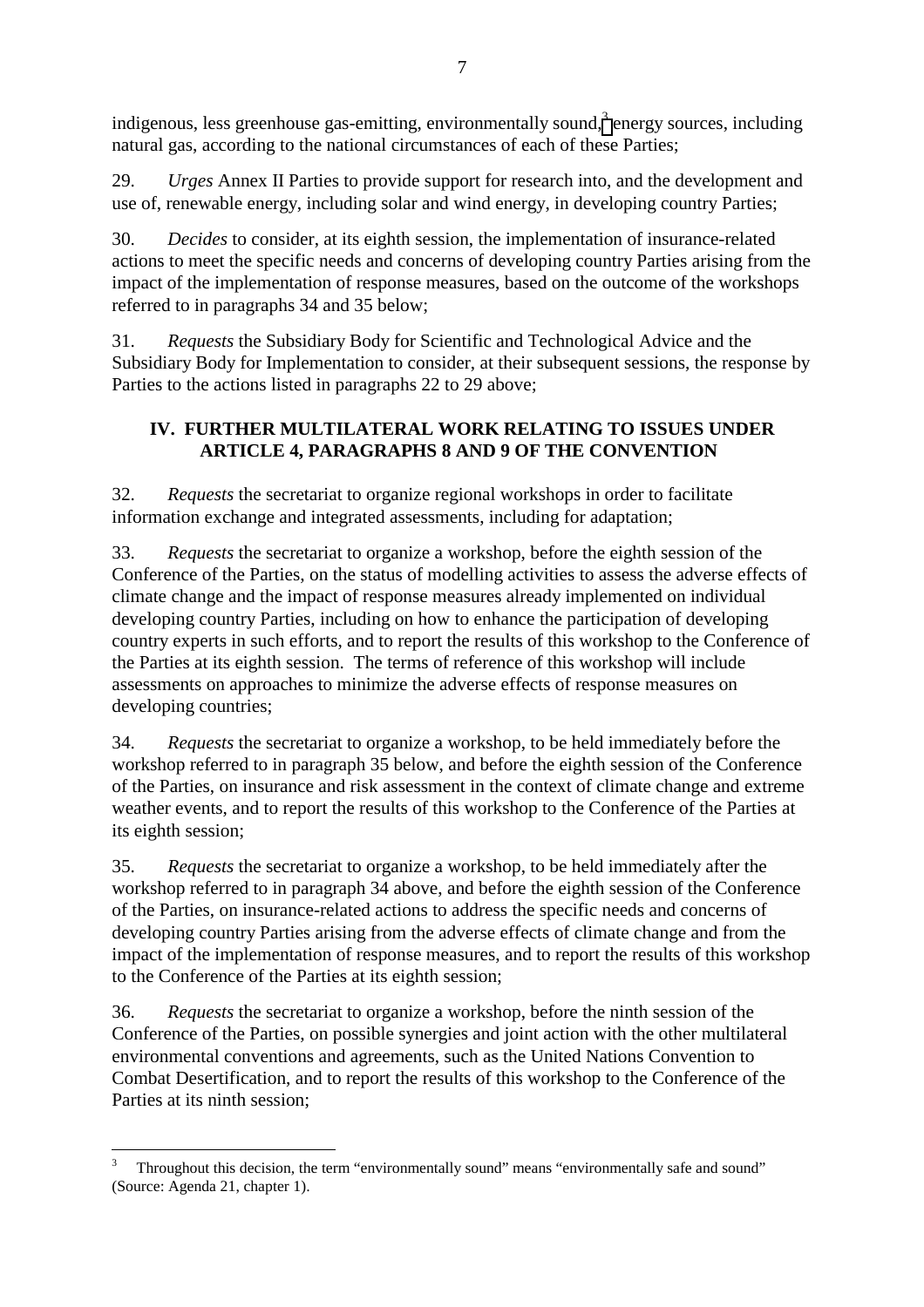indigenous, less greenhouse gas-emitting, environmentally sound,[3] energy sources, including natural gas, according to the national circumstances of each of these Parties;

29. *Urges* Annex II Parties to provide support for research into, and the development and use of, renewable energy, including solar and wind energy, in developing country Parties;

30. *Decides* to consider, at its eighth session, the implementation of insurance-related actions to meet the specific needs and concerns of developing country Parties arising from the impact of the implementation of response measures, based on the outcome of the workshops referred to in paragraphs 34 and 35 below;

31. *Requests* the Subsidiary Body for Scientific and Technological Advice and the Subsidiary Body for Implementation to consider, at their subsequent sessions, the response by Parties to the actions listed in paragraphs 22 to 29 above;

## IV. FURTHER MULTILATERAL WORK RELATING TO ISSUES UNDER ARTICLE 4, PARAGRAPHS 8 AND 9 OF THE CONVENTION

32. *Requests* the secretariat to organize regional workshops in order to facilitate information exchange and integrated assessments, including for adaptation;

33. *Requests* the secretariat to organize a workshop, before the eighth session of the Conference of the Parties, on the status of modelling activities to assess the adverse effects of climate change and the impact of response measures already implemented on individual developing country Parties, including on how to enhance the participation of developing country experts in such efforts, and to report the results of this workshop to the Conference of the Parties at its eighth session. The terms of reference of this workshop will include assessments on approaches to minimize the adverse effects of response measures on developing countries;

34. *Requests* the secretariat to organize a workshop, to be held immediately before the workshop referred to in paragraph 35 below, and before the eighth session of the Conference of the Parties, on insurance and risk assessment in the context of climate change and extreme weather events, and to report the results of this workshop to the Conference of the Parties at its eighth session;

35. *Requests* the secretariat to organize a workshop, to be held immediately after the workshop referred to in paragraph 34 above, and before the eighth session of the Conference of the Parties, on insurance-related actions to address the specific needs and concerns of developing country Parties arising from the adverse effects of climate change and from the impact of the implementation of response measures, and to report the results of this workshop to the Conference of the Parties at its eighth session;

36. *Requests* the secretariat to organize a workshop, before the ninth session of the Conference of the Parties, on possible synergies and joint action with the other multilateral environmental conventions and agreements, such as the United Nations Convention to Combat Desertification, and to report the results of this workshop to the Conference of the Parties at its ninth session;

---

[3] Throughout this decision, the term "environmentally sound" means "environmentally safe and sound" (Source: Agenda 21, chapter 1).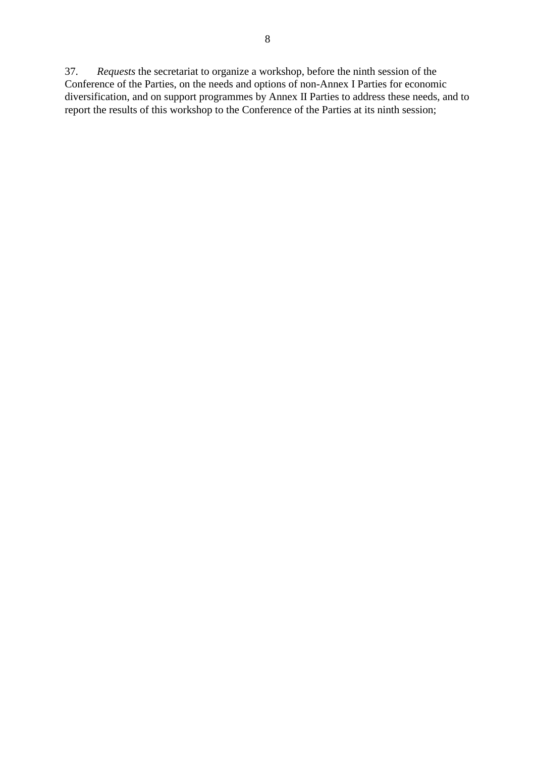37. *Requests* the secretariat to organize a workshop, before the ninth session of the Conference of the Parties, on the needs and options of non-Annex I Parties for economic diversification, and on support programmes by Annex II Parties to address these needs, and to report the results of this workshop to the Conference of the Parties at its ninth session;